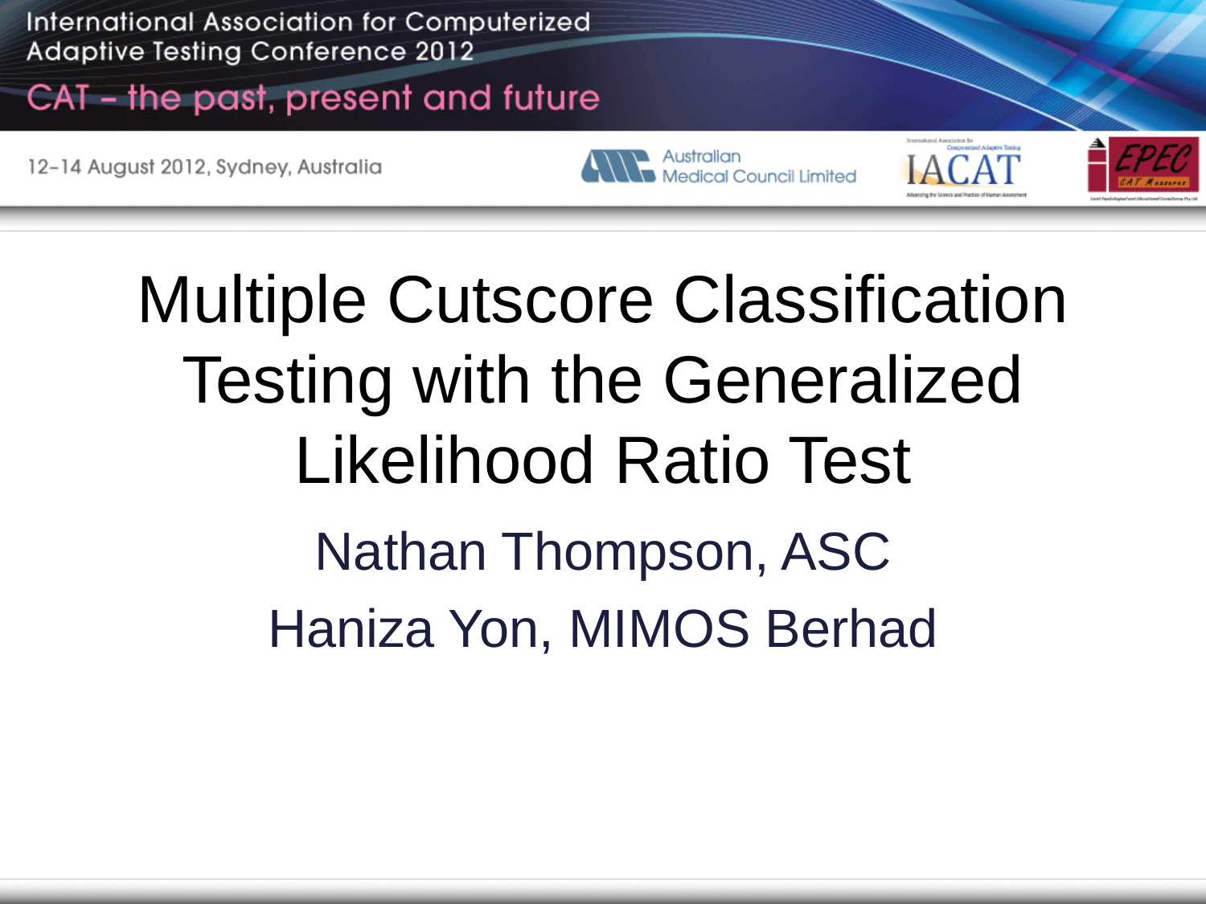International Association for Computerized Adaptive Testing Conference 2012

CAT – the past, present and future

12-14 August 2012, Sydney, Australia

# Multiple Cutscore Classification Testing with the Generalized Likelihood Ratio Test

Nathan Thompson, ASC

Haniza Yon, MIMOS Berhad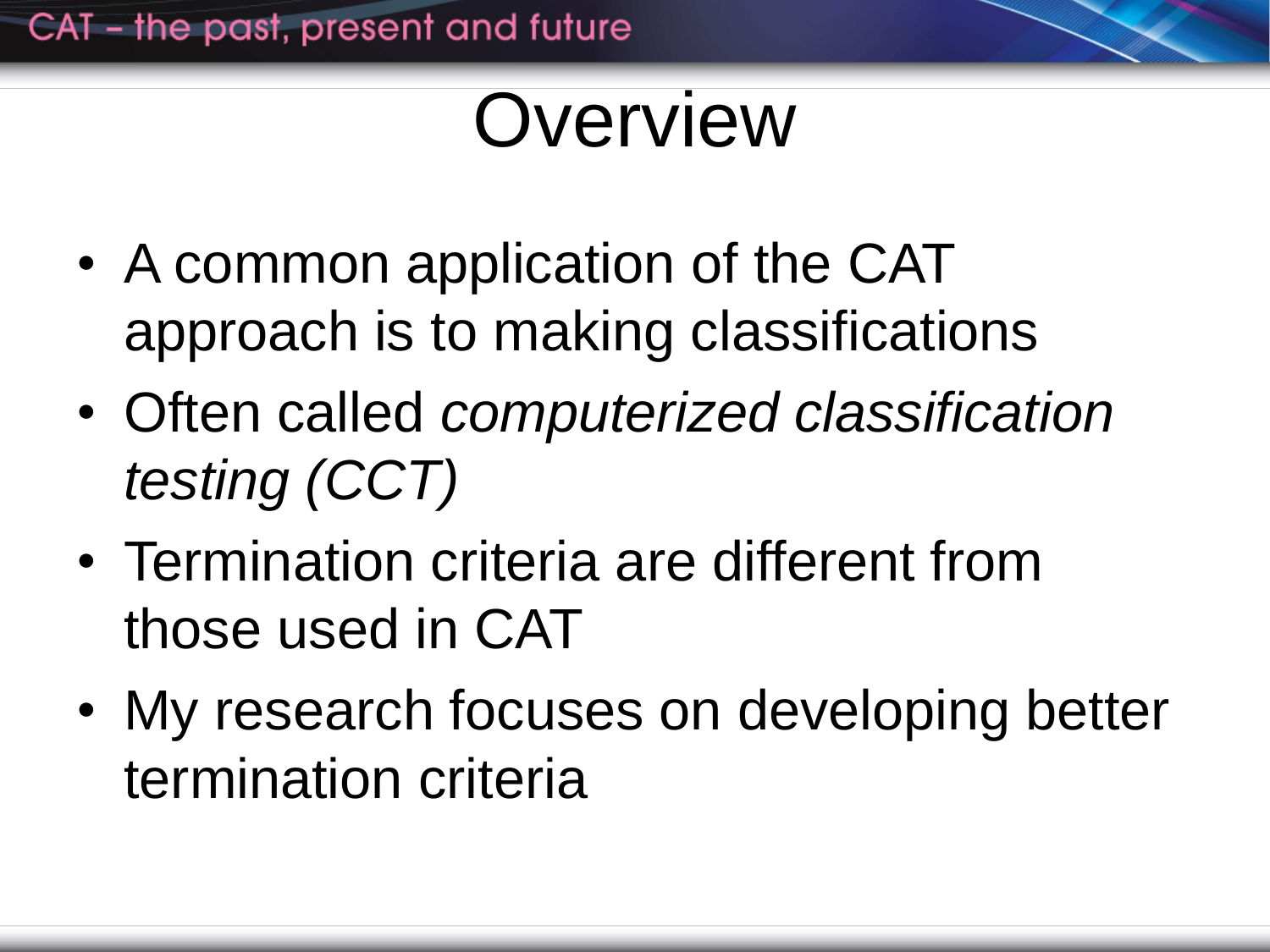# Overview

- A common application of the CAT approach is to making classifications
- Often called *computerized classification testing (CCT)*
- Termination criteria are different from those used in CAT
- My research focuses on developing better termination criteria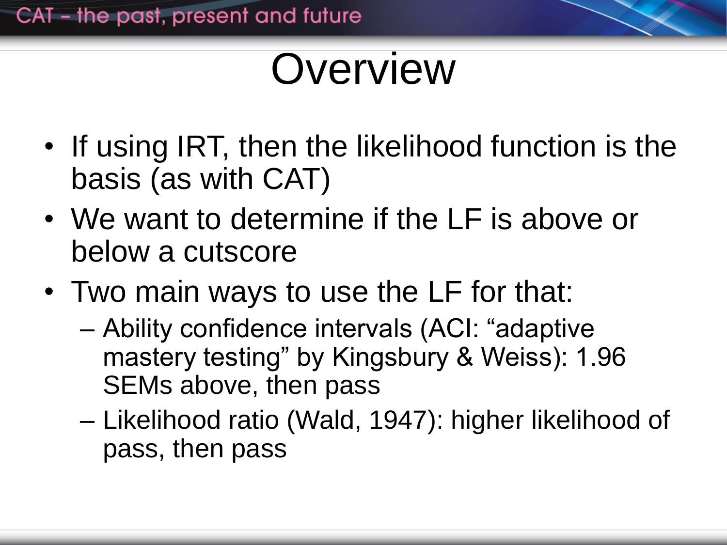# Overview

- If using IRT, then the likelihood function is the basis (as with CAT)
- We want to determine if the LF is above or below a cutscore
- Two main ways to use the LF for that:
  - Ability confidence intervals (ACI: “adaptive mastery testing” by Kingsbury & Weiss): 1.96 SEMs above, then pass
  - Likelihood ratio (Wald, 1947): higher likelihood of pass, then pass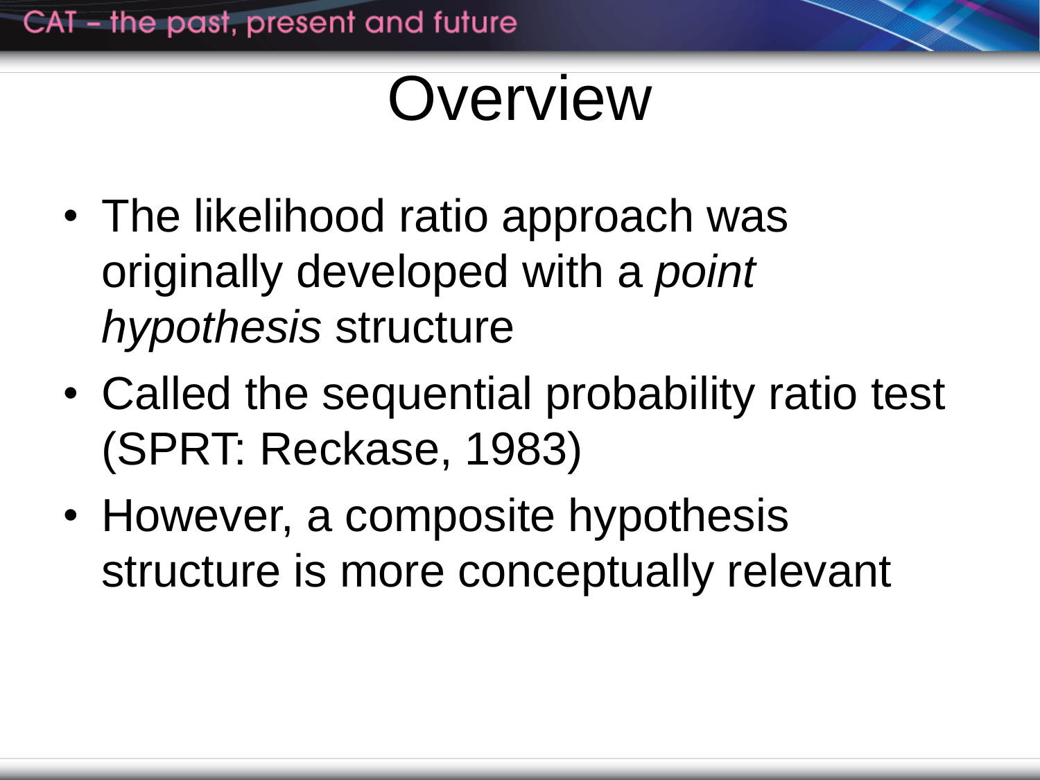# Overview

- The likelihood ratio approach was originally developed with a *point hypothesis* structure
- Called the sequential probability ratio test (SPRT: Reckase, 1983)
- However, a composite hypothesis structure is more conceptually relevant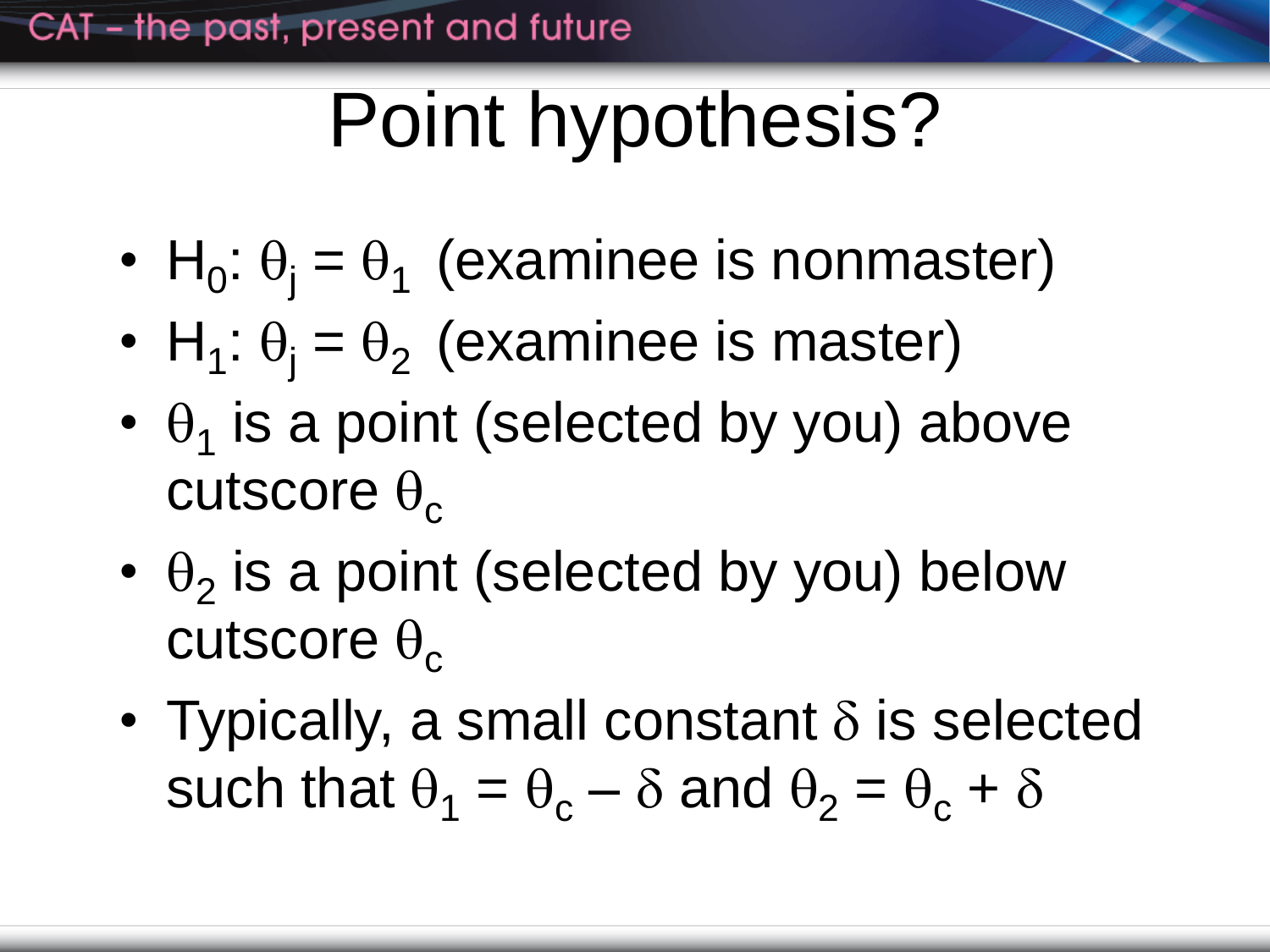# Point hypothesis?

- $H_0$: $\theta_j = \theta_1$ (examinee is nonmaster)
- $H_1$: $\theta_j = \theta_2$ (examinee is master)
- $\theta_1$ is a point (selected by you) above cutscore $\theta_c$
- $\theta_2$ is a point (selected by you) below cutscore $\theta_c$
- Typically, a small constant $\delta$ is selected such that $\theta_1 = \theta_c - \delta$ and $\theta_2 = \theta_c + \delta$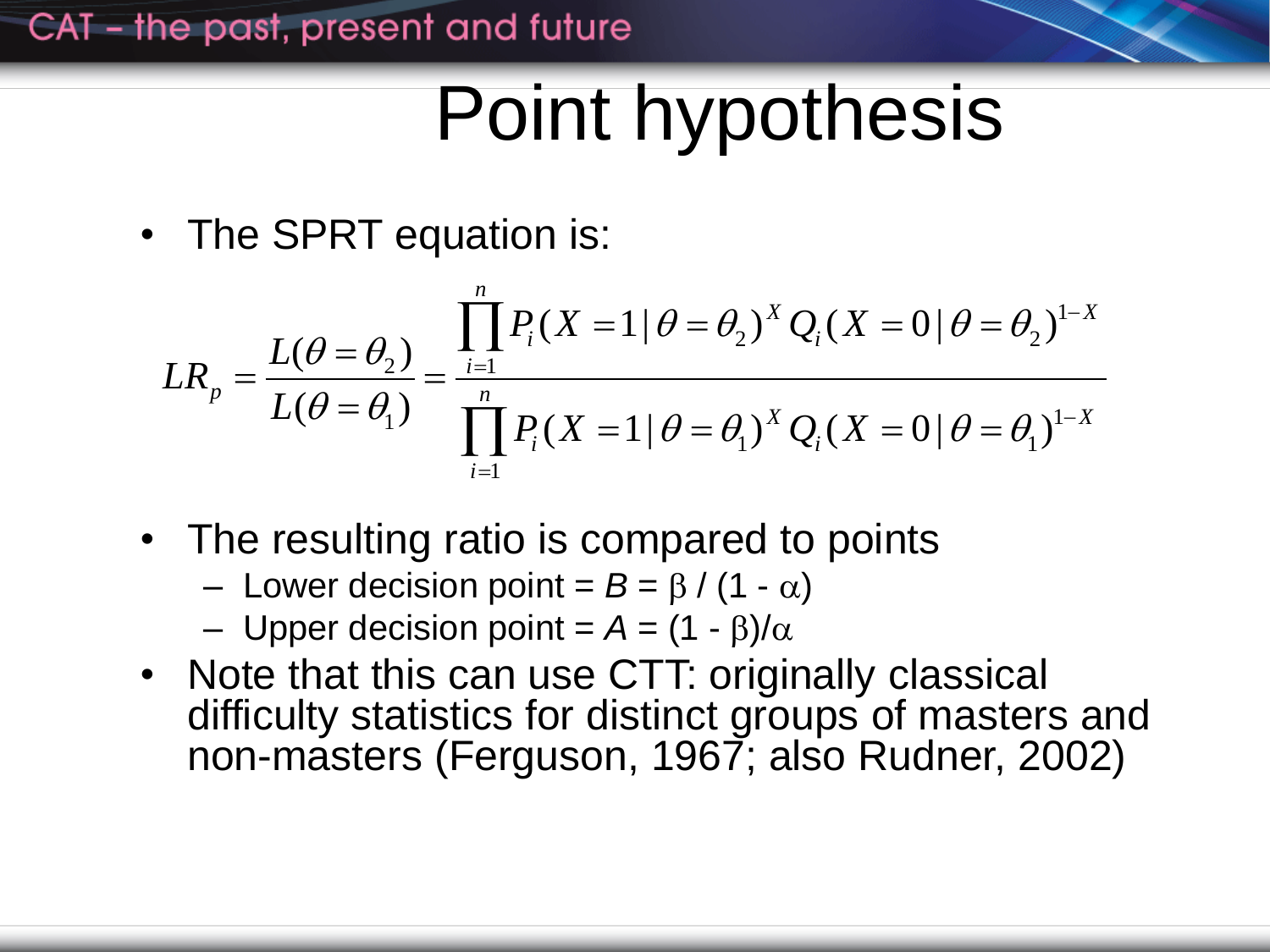# Point hypothesis

- The SPRT equation is:

$$LR_p = \frac{L(\theta = \theta_2)}{L(\theta = \theta_1)} = \frac{\prod_{i=1}^{n} P_i(X = 1 | \theta = \theta_2)^X Q_i(X = 0 | \theta = \theta_2)^{1-X}}{\prod_{i=1}^{n} P_i(X = 1 | \theta = \theta_1)^X Q_i(X = 0 | \theta = \theta_1)^{1-X}}$$

- The resulting ratio is compared to points
  - Lower decision point = $B = \beta / (1 - \alpha)$
  - Upper decision point = $A = (1 - \beta)/\alpha$
- Note that this can use CTT: originally classical difficulty statistics for distinct groups of masters and non-masters (Ferguson, 1967; also Rudner, 2002)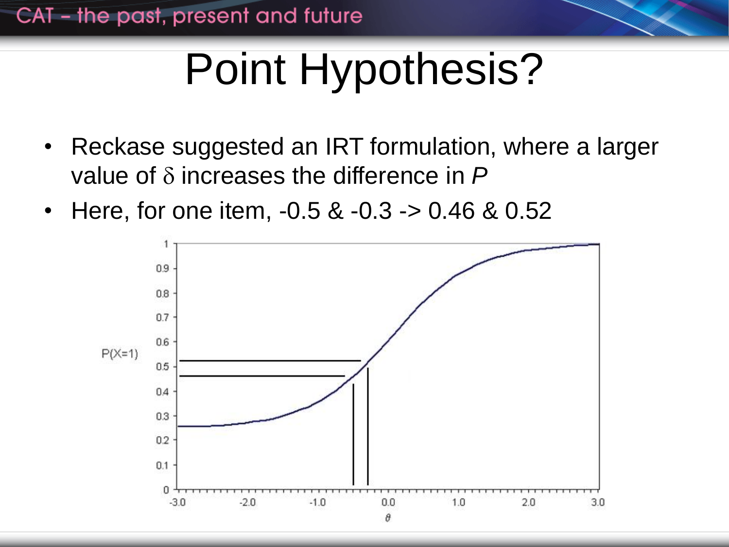# Point Hypothesis?

- Reckase suggested an IRT formulation, where a larger value of $\delta$ increases the difference in $P$
- Here, for one item, -0.5 & -0.3 -> 0.46 & 0.52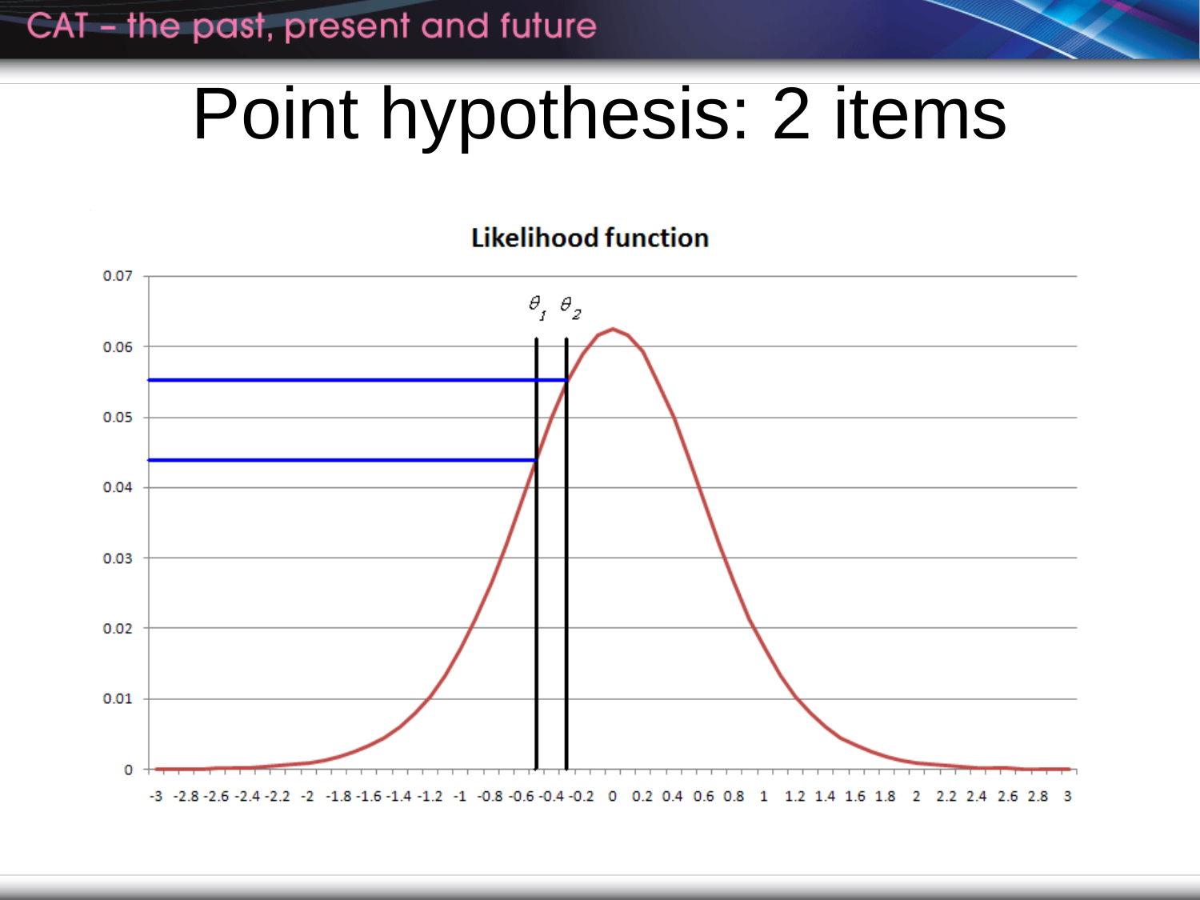# Point hypothesis: 2 items

**Likelihood function**

$\theta_1$ $\theta_2$

0.07
0.06
0.05
0.04
0.03
0.02
0.01
0

-3 -2.8 -2.6 -2.4 -2.2 -2 -1.8 -1.6 -1.4 -1.2 -1 -0.8 -0.6 -0.4 -0.2 0 0.2 0.4 0.6 0.8 1 1.2 1.4 1.6 1.8 2 2.2 2.4 2.6 2.8 3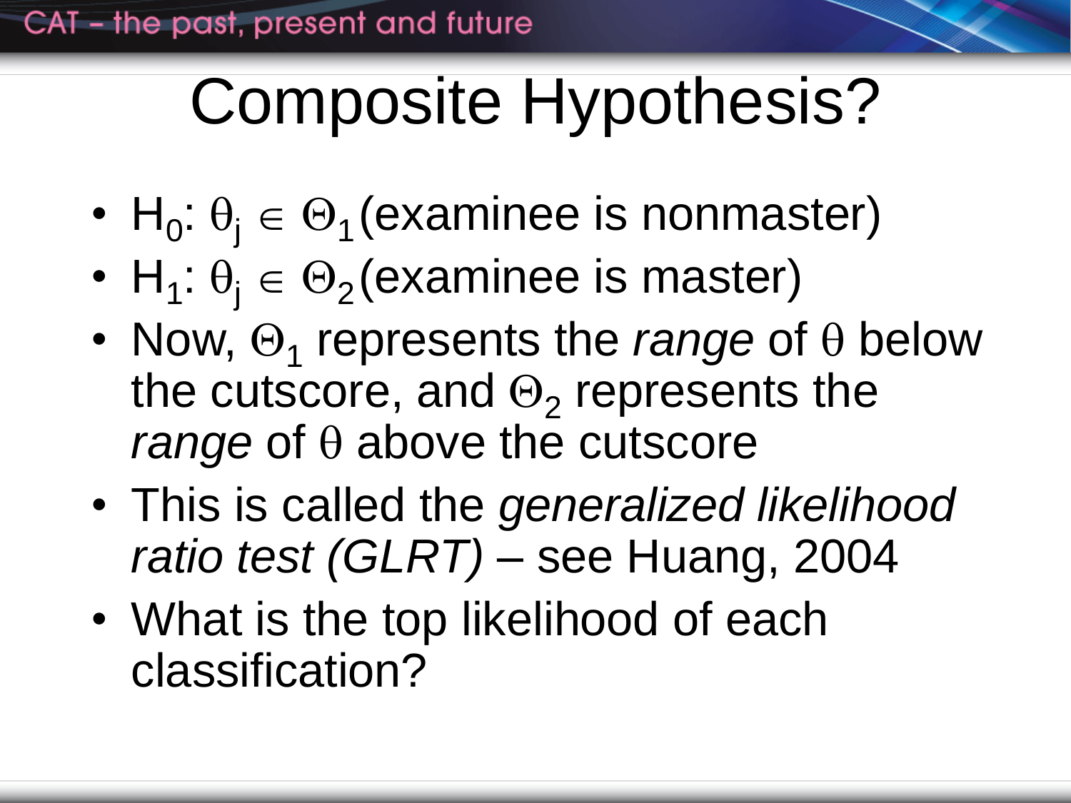# Composite Hypothesis?

- $H_0$: $\theta_j \in \Theta_1$ (examinee is nonmaster)
- $H_1$: $\theta_j \in \Theta_2$ (examinee is master)
- Now, $\Theta_1$ represents the *range* of $\theta$ below the cutscore, and $\Theta_2$ represents the *range* of $\theta$ above the cutscore
- This is called the *generalized likelihood ratio test (GLRT)* – see Huang, 2004
- What is the top likelihood of each classification?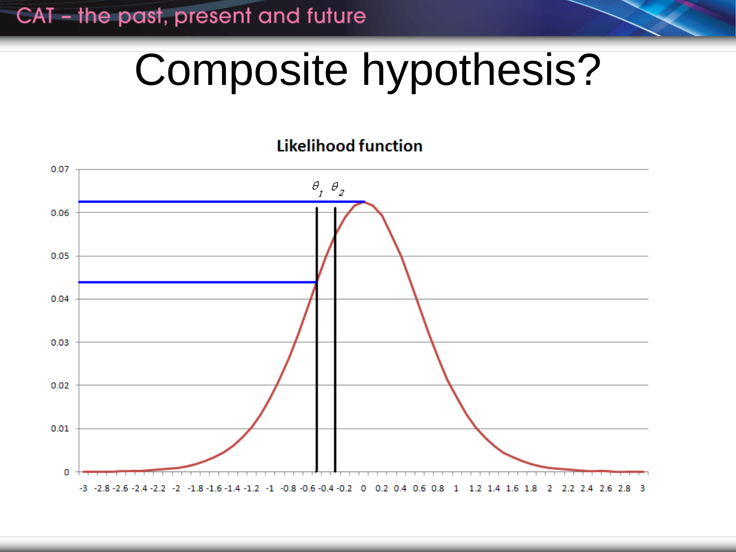# Composite hypothesis?

**Likelihood function**

$\theta_1$ $\theta_2$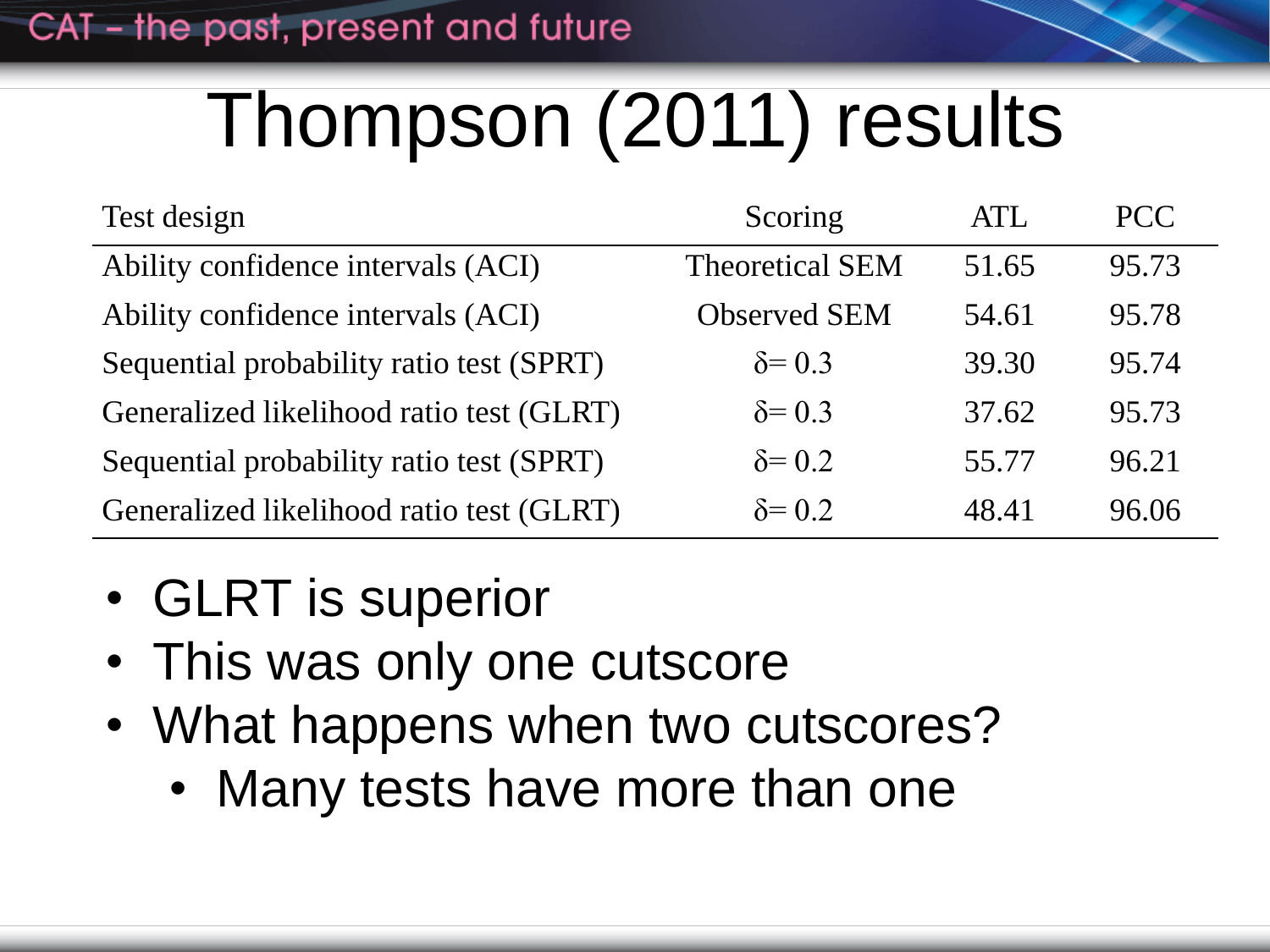# Thompson (2011) results

| Test design | Scoring | ATL | PCC |
|---|---|---|---|
| Ability confidence intervals (ACI) | Theoretical SEM | 51.65 | 95.73 |
| Ability confidence intervals (ACI) | Observed SEM | 54.61 | 95.78 |
| Sequential probability ratio test (SPRT) | $\delta = 0.3$ | 39.30 | 95.74 |
| Generalized likelihood ratio test (GLRT) | $\delta = 0.3$ | 37.62 | 95.73 |
| Sequential probability ratio test (SPRT) | $\delta = 0.2$ | 55.77 | 96.21 |
| Generalized likelihood ratio test (GLRT) | $\delta = 0.2$ | 48.41 | 96.06 |

- GLRT is superior
- This was only one cutscore
- What happens when two cutscores?
  - Many tests have more than one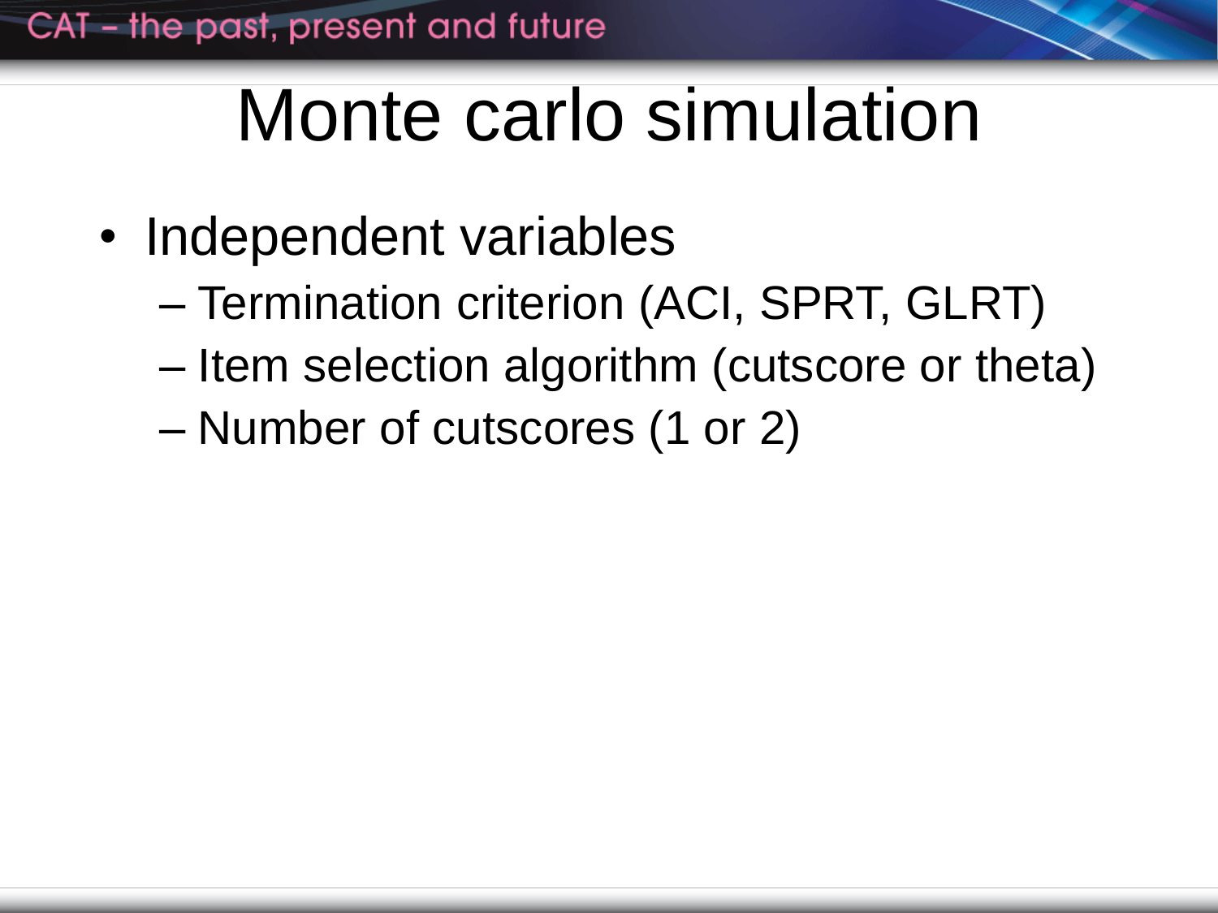# Monte carlo simulation

- Independent variables
  - Termination criterion (ACI, SPRT, GLRT)
  - Item selection algorithm (cutscore or theta)
  - Number of cutscores (1 or 2)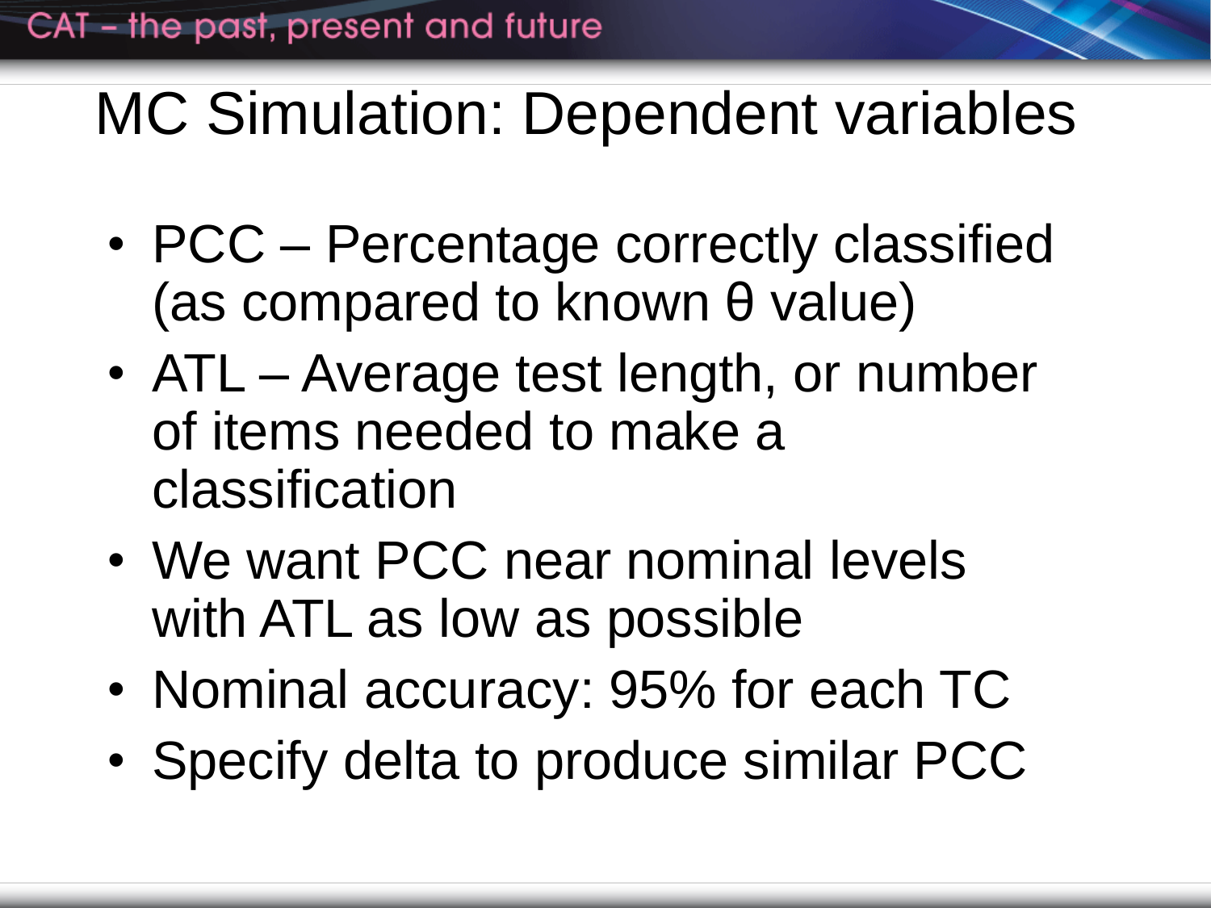# MC Simulation: Dependent variables

- PCC – Percentage correctly classified (as compared to known $\theta$ value)
- ATL – Average test length, or number of items needed to make a classification
- We want PCC near nominal levels with ATL as low as possible
- Nominal accuracy: 95% for each TC
- Specify delta to produce similar PCC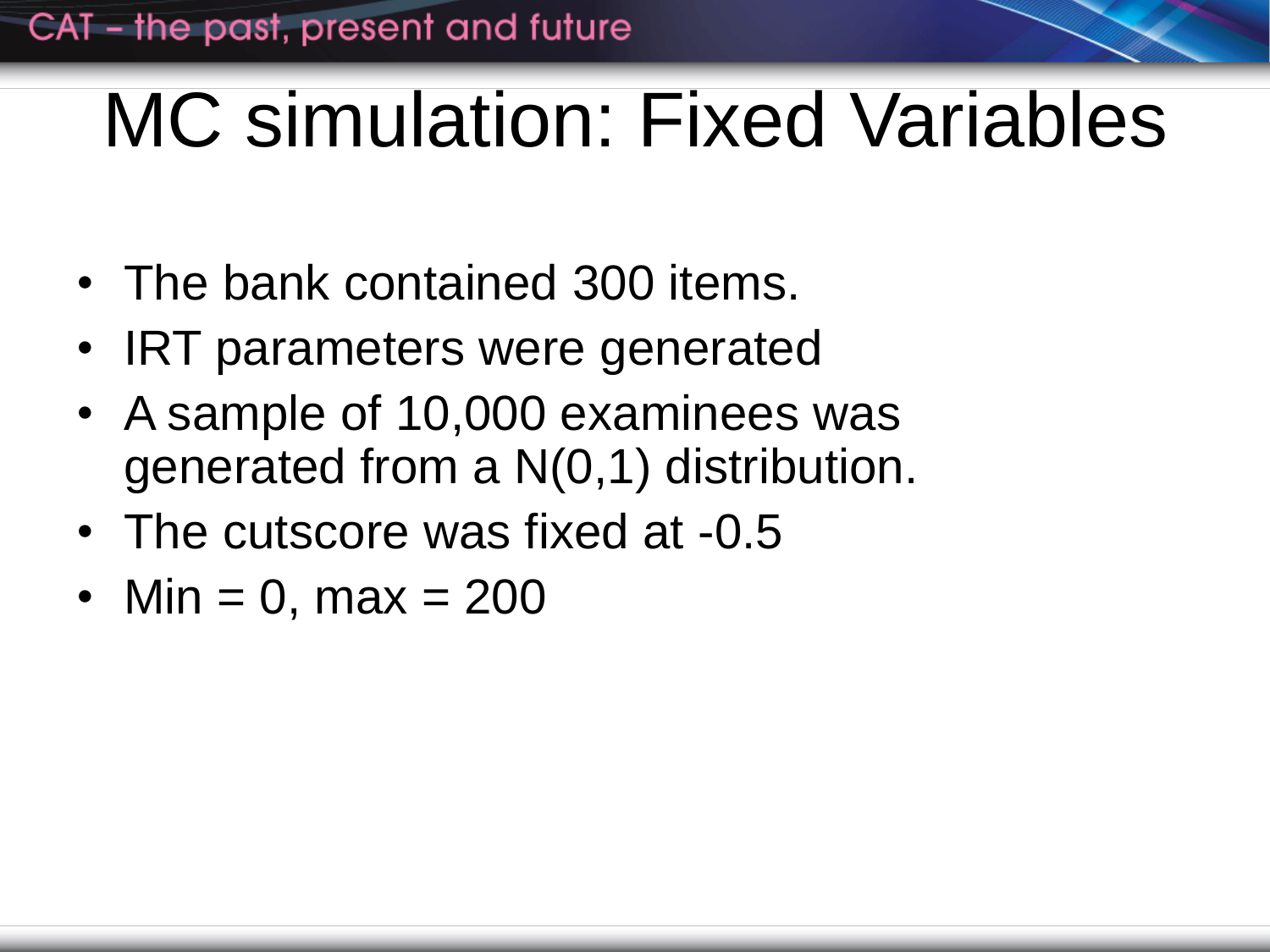# MC simulation: Fixed Variables

- The bank contained 300 items.
- IRT parameters were generated
- A sample of 10,000 examinees was generated from a N(0,1) distribution.
- The cutscore was fixed at -0.5
- Min = 0, max = 200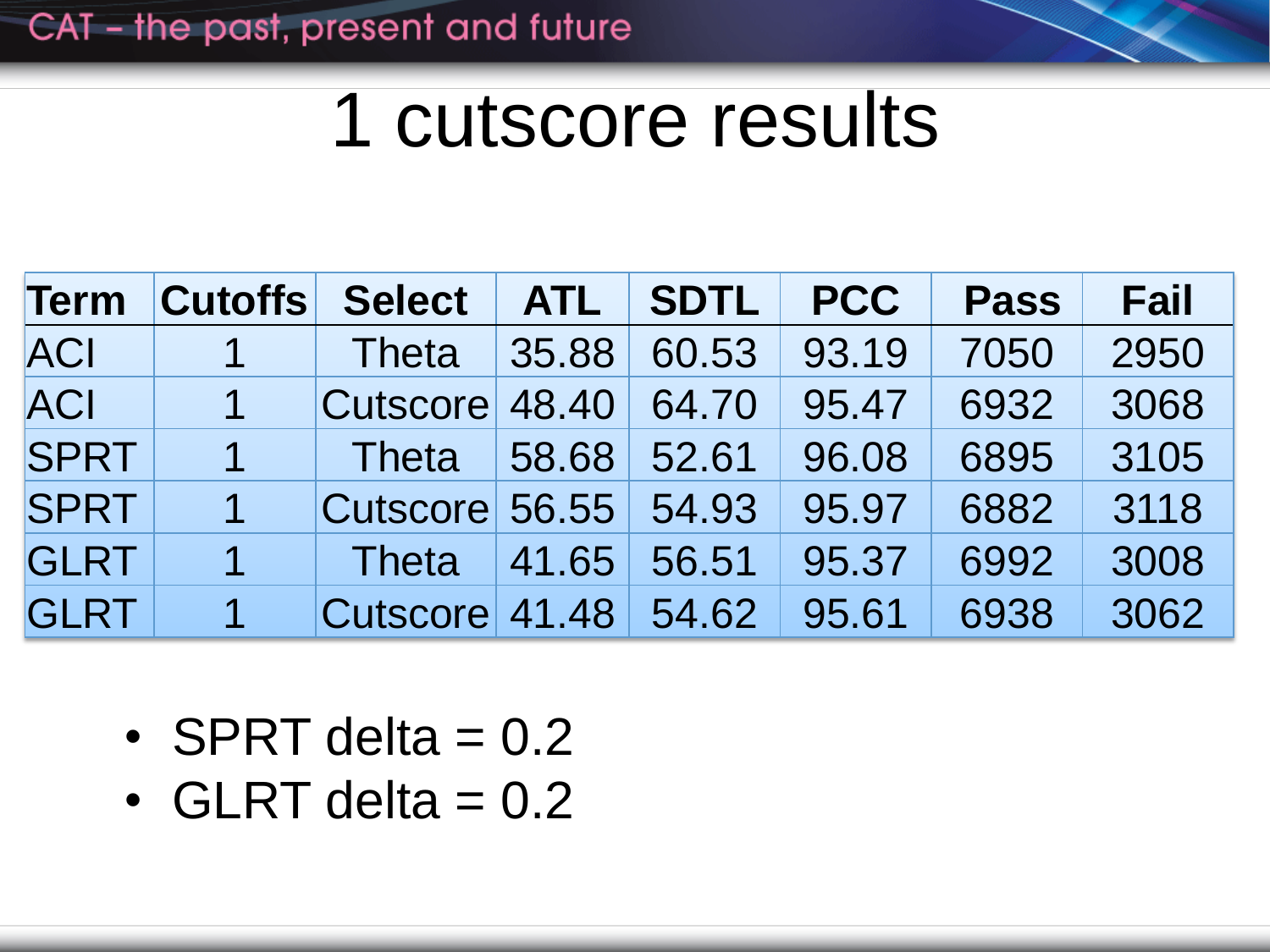# 1 cutscore results

| Term | Cutoffs | Select | ATL | SDTL | PCC | Pass | Fail |
|---|---|---|---|---|---|---|---|
| ACI | 1 | Theta | 35.88 | 60.53 | 93.19 | 7050 | 2950 |
| ACI | 1 | Cutscore | 48.40 | 64.70 | 95.47 | 6932 | 3068 |
| SPRT | 1 | Theta | 58.68 | 52.61 | 96.08 | 6895 | 3105 |
| SPRT | 1 | Cutscore | 56.55 | 54.93 | 95.97 | 6882 | 3118 |
| GLRT | 1 | Theta | 41.65 | 56.51 | 95.37 | 6992 | 3008 |
| GLRT | 1 | Cutscore | 41.48 | 54.62 | 95.61 | 6938 | 3062 |

- SPRT delta = 0.2
- GLRT delta = 0.2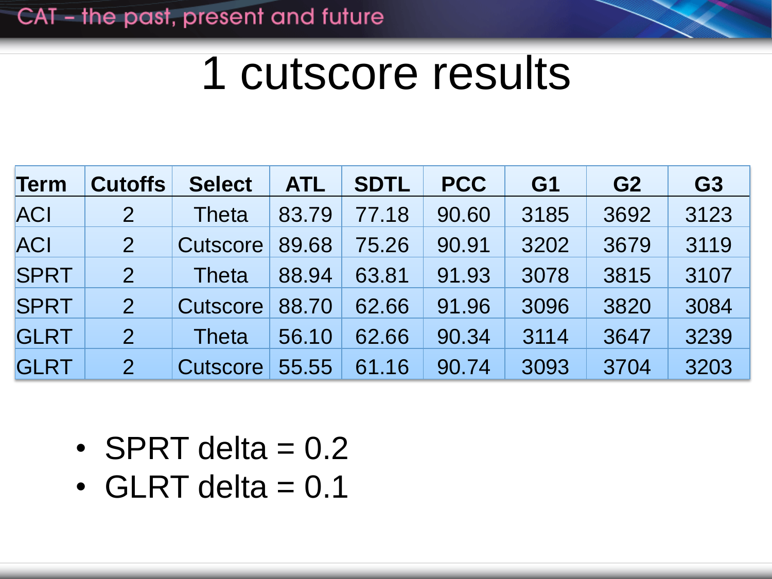# 1 cutscore results

| Term | Cutoffs | Select | ATL | SDTL | PCC | G1 | G2 | G3 |
|---|---|---|---|---|---|---|---|---|
| ACI | 2 | Theta | 83.79 | 77.18 | 90.60 | 3185 | 3692 | 3123 |
| ACI | 2 | Cutscore | 89.68 | 75.26 | 90.91 | 3202 | 3679 | 3119 |
| SPRT | 2 | Theta | 88.94 | 63.81 | 91.93 | 3078 | 3815 | 3107 |
| SPRT | 2 | Cutscore | 88.70 | 62.66 | 91.96 | 3096 | 3820 | 3084 |
| GLRT | 2 | Theta | 56.10 | 62.66 | 90.34 | 3114 | 3647 | 3239 |
| GLRT | 2 | Cutscore | 55.55 | 61.16 | 90.74 | 3093 | 3704 | 3203 |

- SPRT delta = 0.2
- GLRT delta = 0.1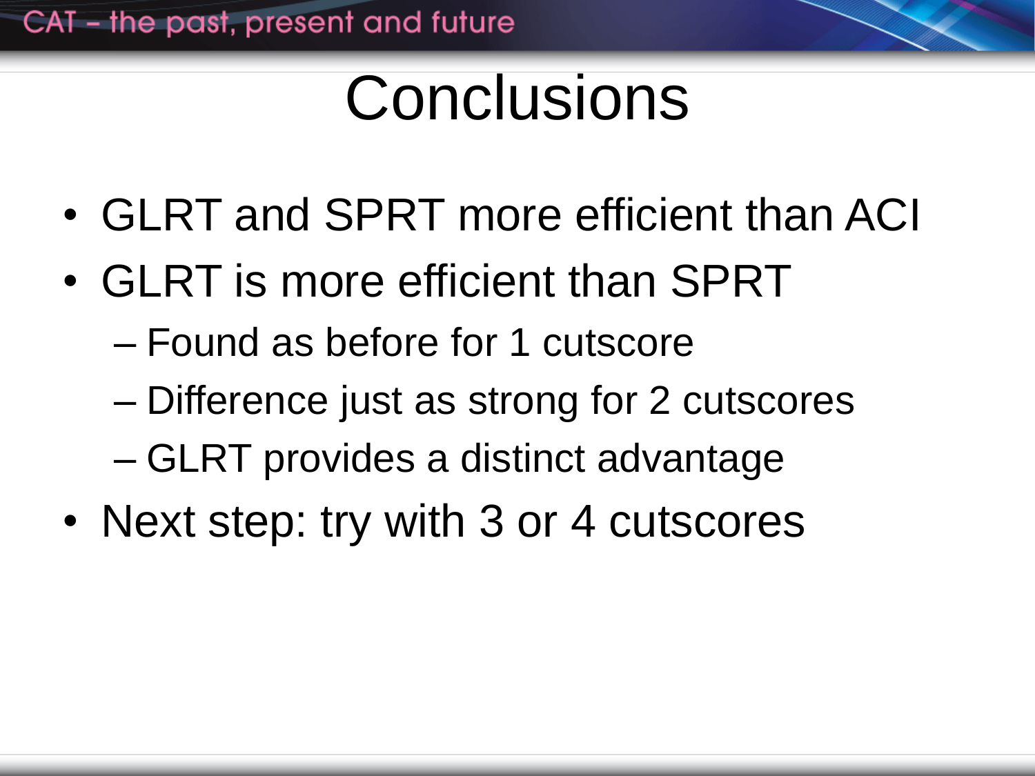# Conclusions

- GLRT and SPRT more efficient than ACI
- GLRT is more efficient than SPRT
  - Found as before for 1 cutscore
  - Difference just as strong for 2 cutscores
  - GLRT provides a distinct advantage
- Next step: try with 3 or 4 cutscores